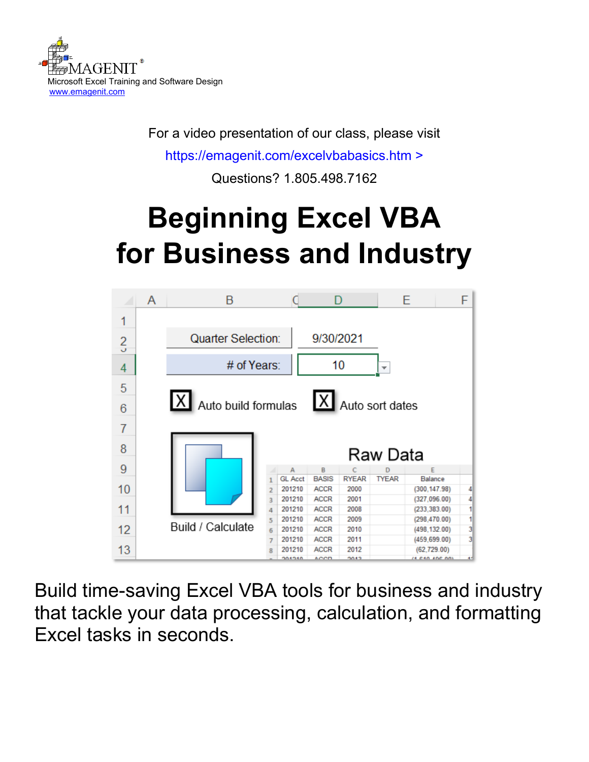EMAGENIT®
Microsoft Excel Training and Software Design
www.emagenit.com

For a video presentation of our class, please visit

https://emagenit.com/excelvbabasics.htm >

Questions? 1.805.498.7162

# Beginning Excel VBA for Business and Industry

Build time-saving Excel VBA tools for business and industry that tackle your data processing, calculation, and formatting Excel tasks in seconds.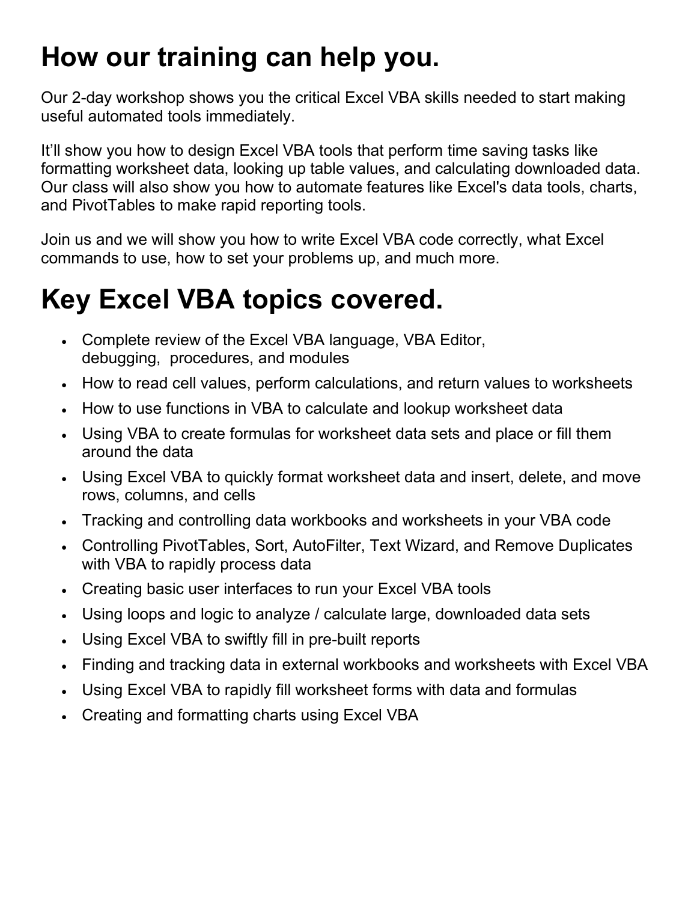# How our training can help you.

Our 2-day workshop shows you the critical Excel VBA skills needed to start making useful automated tools immediately.

It'll show you how to design Excel VBA tools that perform time saving tasks like formatting worksheet data, looking up table values, and calculating downloaded data. Our class will also show you how to automate features like Excel's data tools, charts, and PivotTables to make rapid reporting tools.

Join us and we will show you how to write Excel VBA code correctly, what Excel commands to use, how to set your problems up, and much more.

# Key Excel VBA topics covered.

- Complete review of the Excel VBA language, VBA Editor, debugging, procedures, and modules
- How to read cell values, perform calculations, and return values to worksheets
- How to use functions in VBA to calculate and lookup worksheet data
- Using VBA to create formulas for worksheet data sets and place or fill them around the data
- Using Excel VBA to quickly format worksheet data and insert, delete, and move rows, columns, and cells
- Tracking and controlling data workbooks and worksheets in your VBA code
- Controlling PivotTables, Sort, AutoFilter, Text Wizard, and Remove Duplicates with VBA to rapidly process data
- Creating basic user interfaces to run your Excel VBA tools
- Using loops and logic to analyze / calculate large, downloaded data sets
- Using Excel VBA to swiftly fill in pre-built reports
- Finding and tracking data in external workbooks and worksheets with Excel VBA
- Using Excel VBA to rapidly fill worksheet forms with data and formulas
- Creating and formatting charts using Excel VBA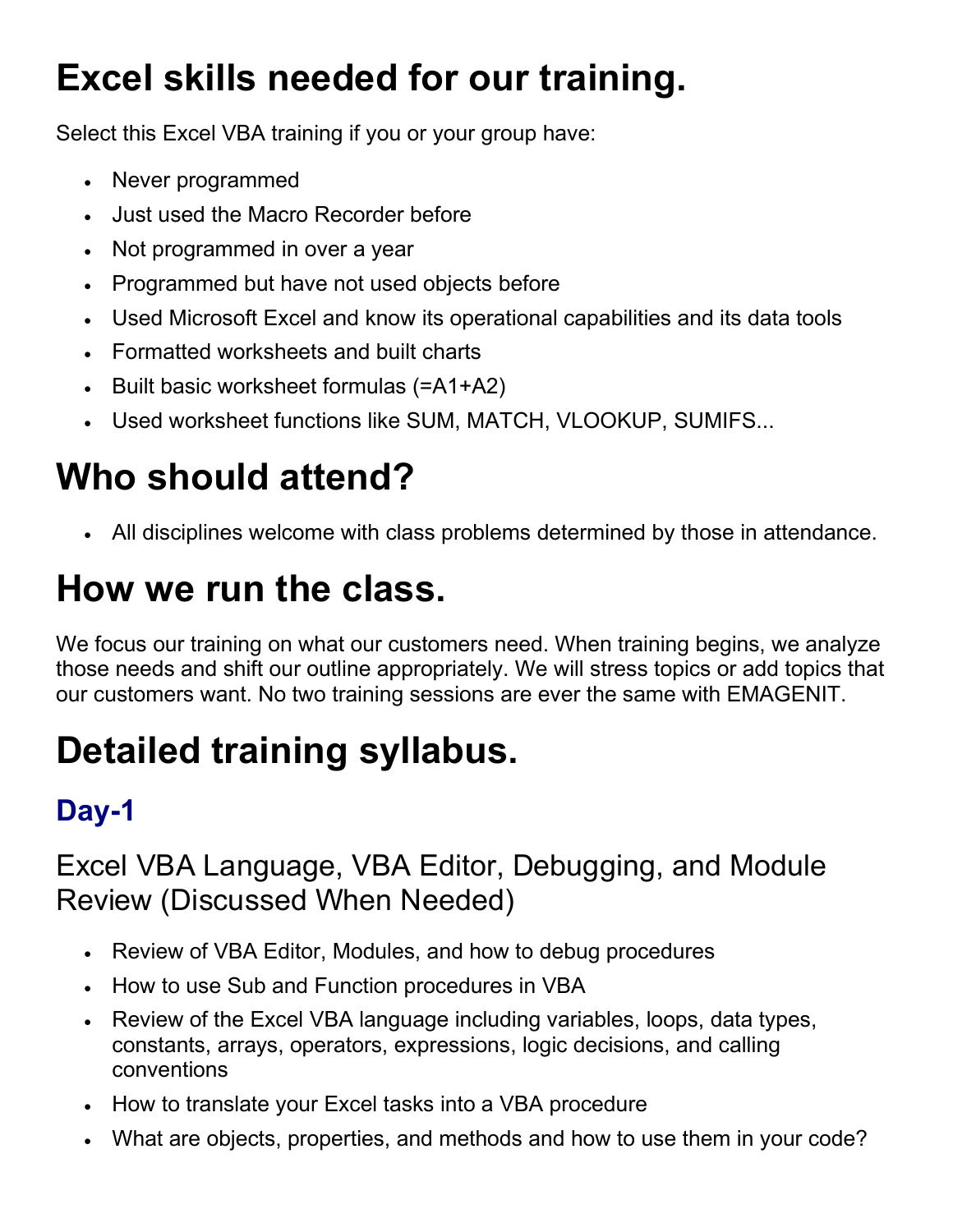# Excel skills needed for our training.

Select this Excel VBA training if you or your group have:

- Never programmed
- Just used the Macro Recorder before
- Not programmed in over a year
- Programmed but have not used objects before
- Used Microsoft Excel and know its operational capabilities and its data tools
- Formatted worksheets and built charts
- Built basic worksheet formulas (=A1+A2)
- Used worksheet functions like SUM, MATCH, VLOOKUP, SUMIFS...

# Who should attend?

- All disciplines welcome with class problems determined by those in attendance.

# How we run the class.

We focus our training on what our customers need. When training begins, we analyze those needs and shift our outline appropriately. We will stress topics or add topics that our customers want. No two training sessions are ever the same with EMAGENIT.

# Detailed training syllabus.

## Day-1

### Excel VBA Language, VBA Editor, Debugging, and Module Review (Discussed When Needed)

- Review of VBA Editor, Modules, and how to debug procedures
- How to use Sub and Function procedures in VBA
- Review of the Excel VBA language including variables, loops, data types, constants, arrays, operators, expressions, logic decisions, and calling conventions
- How to translate your Excel tasks into a VBA procedure
- What are objects, properties, and methods and how to use them in your code?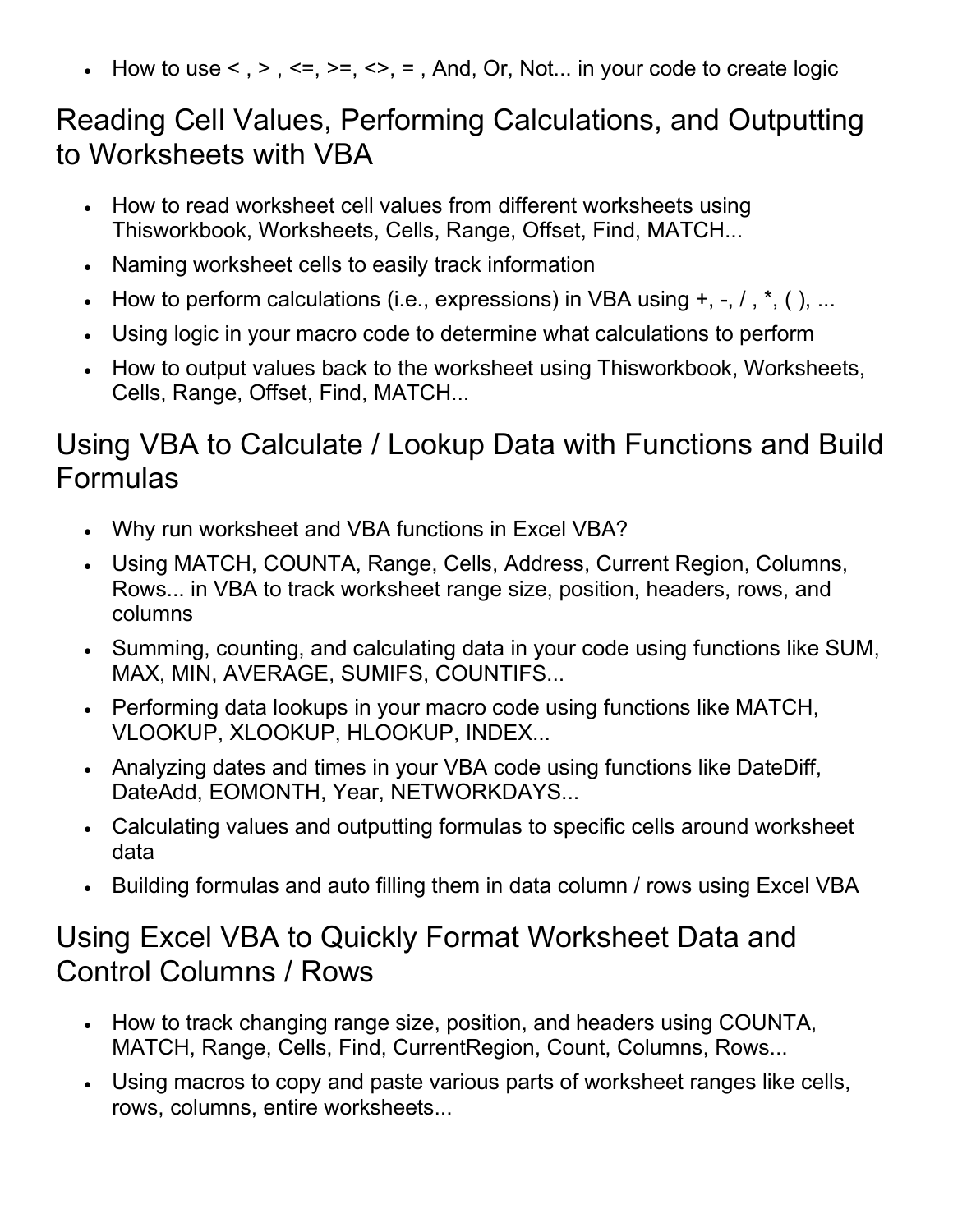- How to use < , > , <=, >=, <>, = , And, Or, Not... in your code to create logic

## Reading Cell Values, Performing Calculations, and Outputting to Worksheets with VBA

- How to read worksheet cell values from different worksheets using Thisworkbook, Worksheets, Cells, Range, Offset, Find, MATCH...
- Naming worksheet cells to easily track information
- How to perform calculations (i.e., expressions) in VBA using +, -, / , *, ( ), ...
- Using logic in your macro code to determine what calculations to perform
- How to output values back to the worksheet using Thisworkbook, Worksheets, Cells, Range, Offset, Find, MATCH...

## Using VBA to Calculate / Lookup Data with Functions and Build Formulas

- Why run worksheet and VBA functions in Excel VBA?
- Using MATCH, COUNTA, Range, Cells, Address, Current Region, Columns, Rows... in VBA to track worksheet range size, position, headers, rows, and columns
- Summing, counting, and calculating data in your code using functions like SUM, MAX, MIN, AVERAGE, SUMIFS, COUNTIFS...
- Performing data lookups in your macro code using functions like MATCH, VLOOKUP, XLOOKUP, HLOOKUP, INDEX...
- Analyzing dates and times in your VBA code using functions like DateDiff, DateAdd, EOMONTH, Year, NETWORKDAYS...
- Calculating values and outputting formulas to specific cells around worksheet data
- Building formulas and auto filling them in data column / rows using Excel VBA

## Using Excel VBA to Quickly Format Worksheet Data and Control Columns / Rows

- How to track changing range size, position, and headers using COUNTA, MATCH, Range, Cells, Find, CurrentRegion, Count, Columns, Rows...
- Using macros to copy and paste various parts of worksheet ranges like cells, rows, columns, entire worksheets...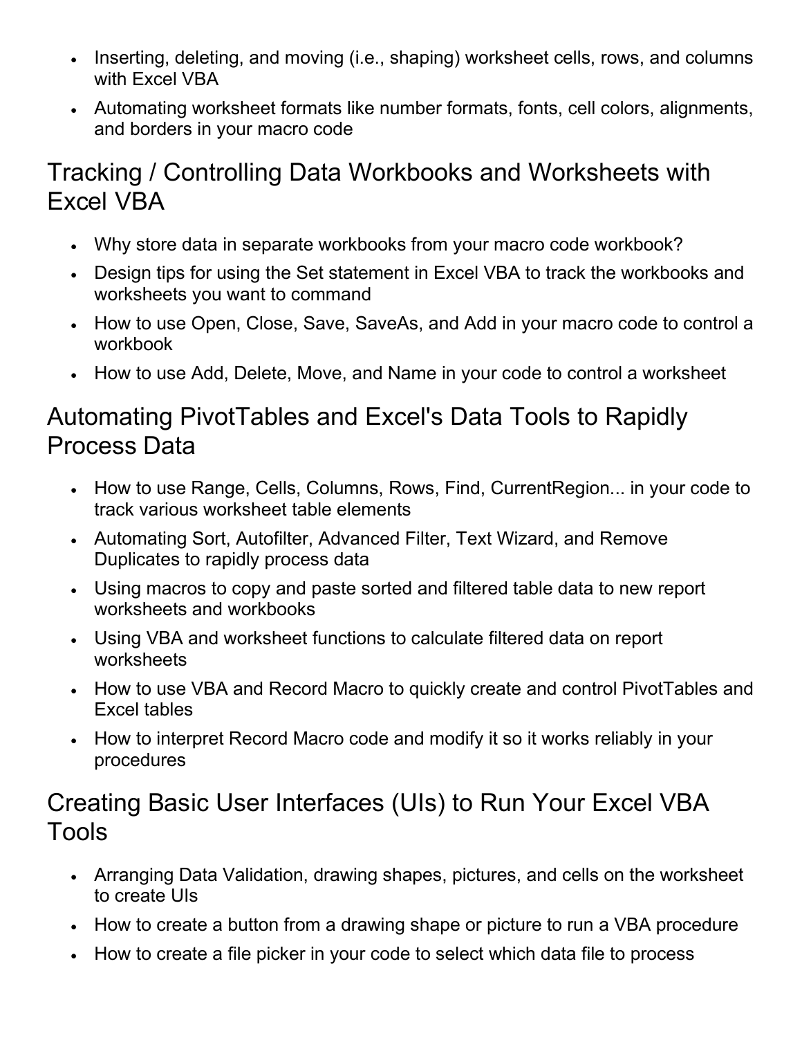- Inserting, deleting, and moving (i.e., shaping) worksheet cells, rows, and columns with Excel VBA
- Automating worksheet formats like number formats, fonts, cell colors, alignments, and borders in your macro code

## Tracking / Controlling Data Workbooks and Worksheets with Excel VBA

- Why store data in separate workbooks from your macro code workbook?
- Design tips for using the Set statement in Excel VBA to track the workbooks and worksheets you want to command
- How to use Open, Close, Save, SaveAs, and Add in your macro code to control a workbook
- How to use Add, Delete, Move, and Name in your code to control a worksheet

## Automating PivotTables and Excel's Data Tools to Rapidly Process Data

- How to use Range, Cells, Columns, Rows, Find, CurrentRegion... in your code to track various worksheet table elements
- Automating Sort, Autofilter, Advanced Filter, Text Wizard, and Remove Duplicates to rapidly process data
- Using macros to copy and paste sorted and filtered table data to new report worksheets and workbooks
- Using VBA and worksheet functions to calculate filtered data on report worksheets
- How to use VBA and Record Macro to quickly create and control PivotTables and Excel tables
- How to interpret Record Macro code and modify it so it works reliably in your procedures

## Creating Basic User Interfaces (UIs) to Run Your Excel VBA Tools

- Arranging Data Validation, drawing shapes, pictures, and cells on the worksheet to create UIs
- How to create a button from a drawing shape or picture to run a VBA procedure
- How to create a file picker in your code to select which data file to process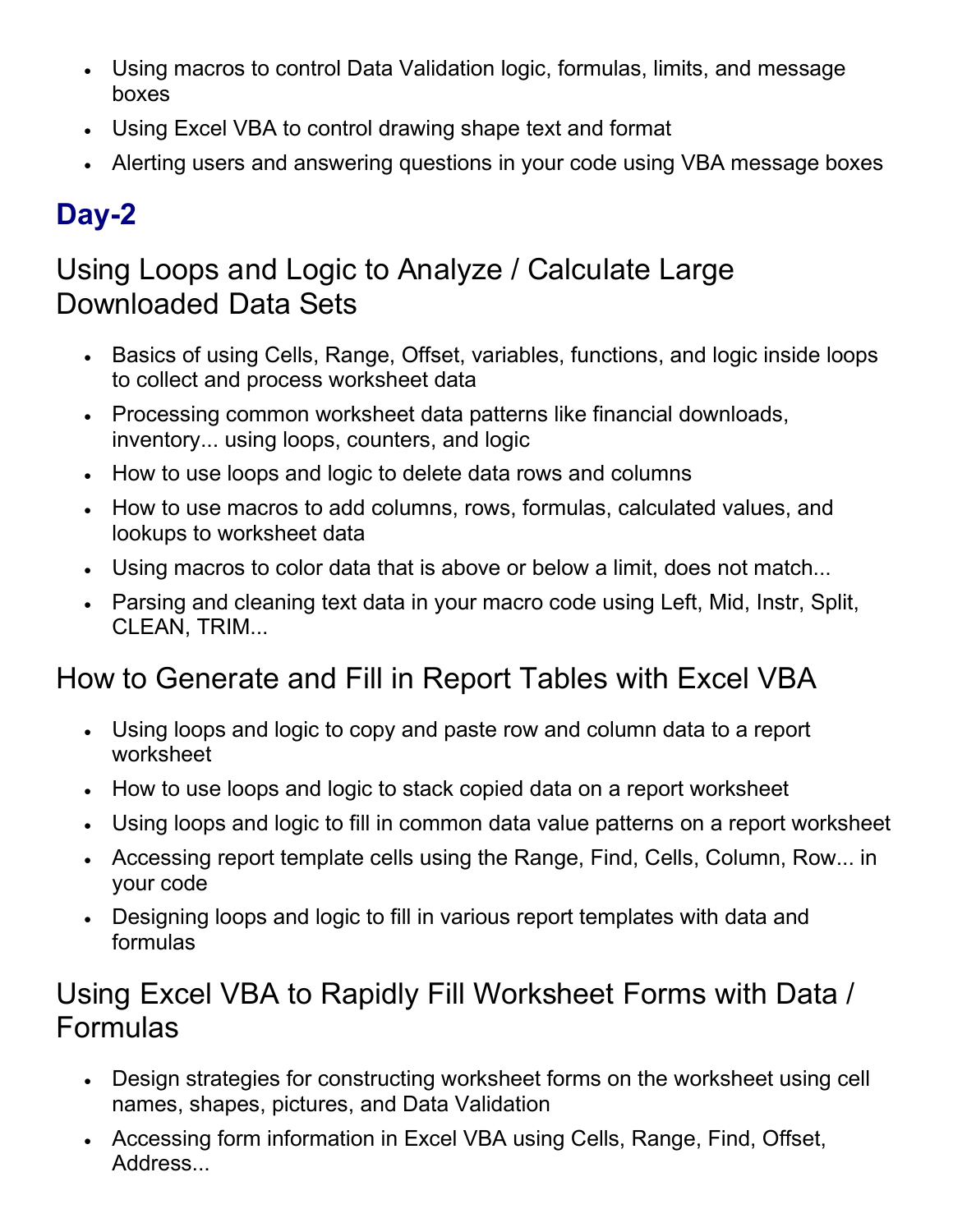- Using macros to control Data Validation logic, formulas, limits, and message boxes
- Using Excel VBA to control drawing shape text and format
- Alerting users and answering questions in your code using VBA message boxes

## Day-2

### Using Loops and Logic to Analyze / Calculate Large Downloaded Data Sets

- Basics of using Cells, Range, Offset, variables, functions, and logic inside loops to collect and process worksheet data
- Processing common worksheet data patterns like financial downloads, inventory... using loops, counters, and logic
- How to use loops and logic to delete data rows and columns
- How to use macros to add columns, rows, formulas, calculated values, and lookups to worksheet data
- Using macros to color data that is above or below a limit, does not match...
- Parsing and cleaning text data in your macro code using Left, Mid, Instr, Split, CLEAN, TRIM...

### How to Generate and Fill in Report Tables with Excel VBA

- Using loops and logic to copy and paste row and column data to a report worksheet
- How to use loops and logic to stack copied data on a report worksheet
- Using loops and logic to fill in common data value patterns on a report worksheet
- Accessing report template cells using the Range, Find, Cells, Column, Row... in your code
- Designing loops and logic to fill in various report templates with data and formulas

### Using Excel VBA to Rapidly Fill Worksheet Forms with Data / Formulas

- Design strategies for constructing worksheet forms on the worksheet using cell names, shapes, pictures, and Data Validation
- Accessing form information in Excel VBA using Cells, Range, Find, Offset, Address...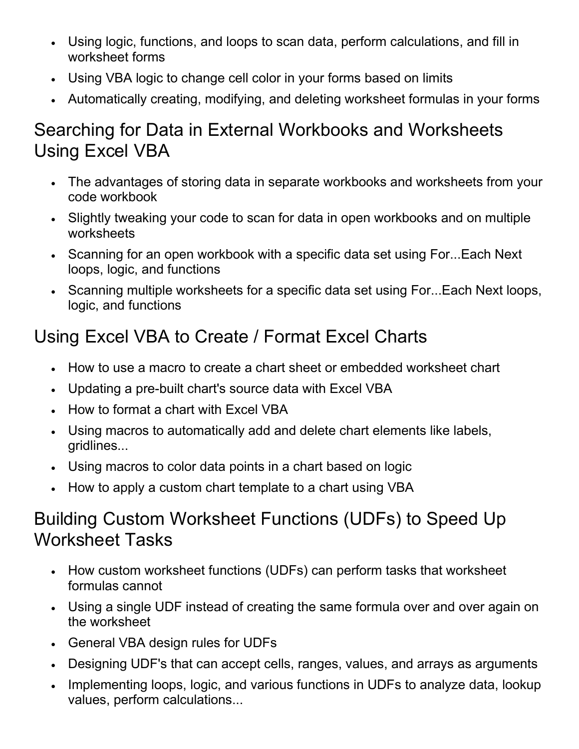- Using logic, functions, and loops to scan data, perform calculations, and fill in worksheet forms
- Using VBA logic to change cell color in your forms based on limits
- Automatically creating, modifying, and deleting worksheet formulas in your forms

## Searching for Data in External Workbooks and Worksheets Using Excel VBA

- The advantages of storing data in separate workbooks and worksheets from your code workbook
- Slightly tweaking your code to scan for data in open workbooks and on multiple worksheets
- Scanning for an open workbook with a specific data set using For...Each Next loops, logic, and functions
- Scanning multiple worksheets for a specific data set using For...Each Next loops, logic, and functions

## Using Excel VBA to Create / Format Excel Charts

- How to use a macro to create a chart sheet or embedded worksheet chart
- Updating a pre-built chart's source data with Excel VBA
- How to format a chart with Excel VBA
- Using macros to automatically add and delete chart elements like labels, gridlines...
- Using macros to color data points in a chart based on logic
- How to apply a custom chart template to a chart using VBA

## Building Custom Worksheet Functions (UDFs) to Speed Up Worksheet Tasks

- How custom worksheet functions (UDFs) can perform tasks that worksheet formulas cannot
- Using a single UDF instead of creating the same formula over and over again on the worksheet
- General VBA design rules for UDFs
- Designing UDF's that can accept cells, ranges, values, and arrays as arguments
- Implementing loops, logic, and various functions in UDFs to analyze data, lookup values, perform calculations...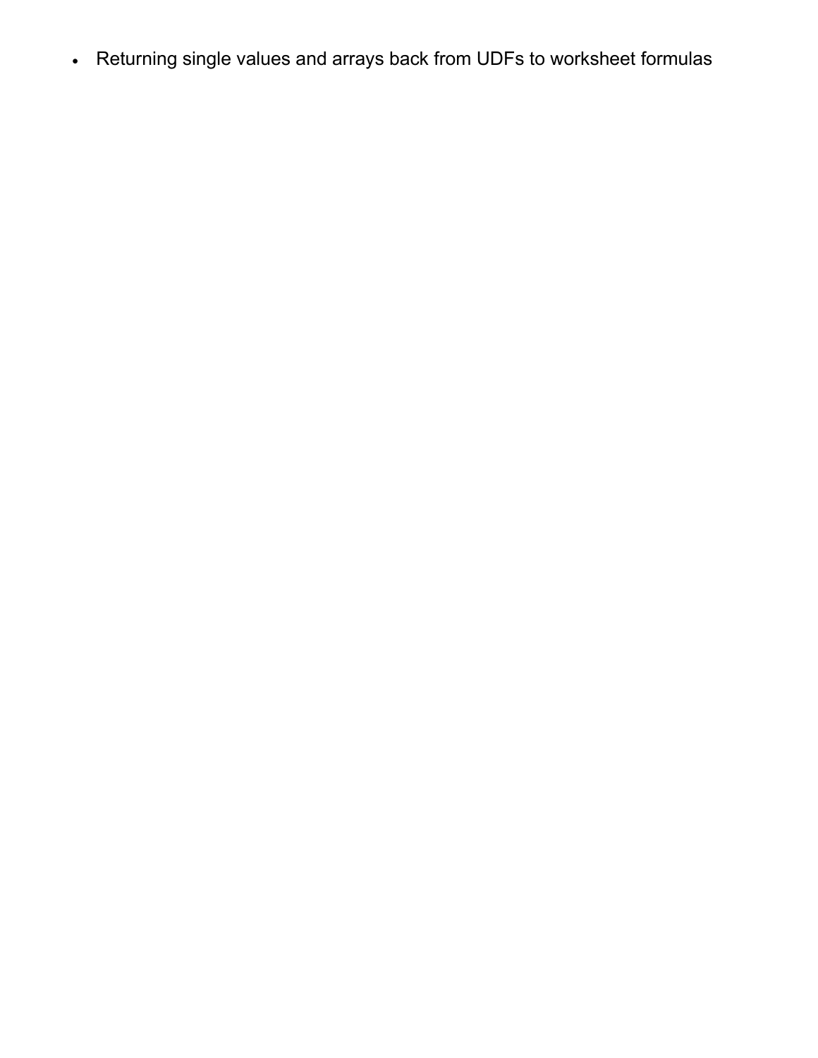- Returning single values and arrays back from UDFs to worksheet formulas